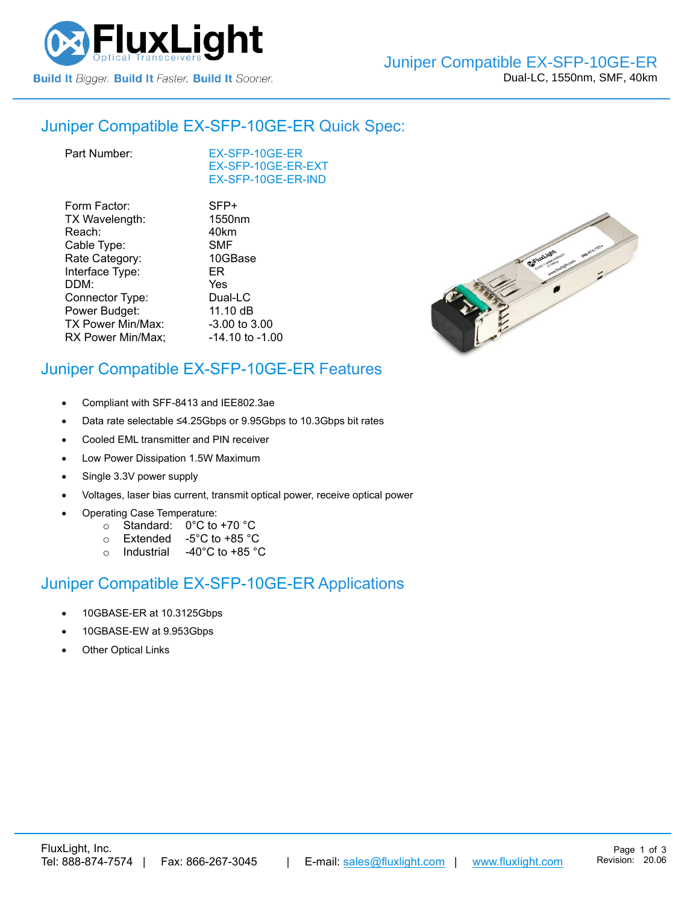# Juniper Compatible EX-SFP-10GE-ER

Dual-LC, 1550nm, SMF, 40km

## Juniper Compatible EX-SFP-10GE-ER Quick Spec:

| | |
|---|---|
| Part Number: | EX-SFP-10GE-ER<br>EX-SFP-10GE-ER-EXT<br>EX-SFP-10GE-ER-IND |
| Form Factor: | SFP+ |
| TX Wavelength: | 1550nm |
| Reach: | 40km |
| Cable Type: | SMF |
| Rate Category: | 10GBase |
| Interface Type: | ER |
| DDM: | Yes |
| Connector Type: | Dual-LC |
| Power Budget: | 11.10 dB |
| TX Power Min/Max: | -3.00 to 3.00 |
| RX Power Min/Max; | -14.10 to -1.00 |

## Juniper Compatible EX-SFP-10GE-ER Features

- Compliant with SFF-8413 and IEEE802.3ae
- Data rate selectable ≤4.25Gbps or 9.95Gbps to 10.3Gbps bit rates
- Cooled EML transmitter and PIN receiver
- Low Power Dissipation 1.5W Maximum
- Single 3.3V power supply
- Voltages, laser bias current, transmit optical power, receive optical power
- Operating Case Temperature:
  - Standard: 0°C to +70 °C
  - Extended -5°C to +85 °C
  - Industrial -40°C to +85 °C

## Juniper Compatible EX-SFP-10GE-ER Applications

- 10GBASE-ER at 10.3125Gbps
- 10GBASE-EW at 9.953Gbps
- Other Optical Links

FluxLight, Inc.
Tel: 888-874-7574 | Fax: 866-267-3045 | E-mail: sales@fluxlight.com | www.fluxlight.com

Revision: 20.06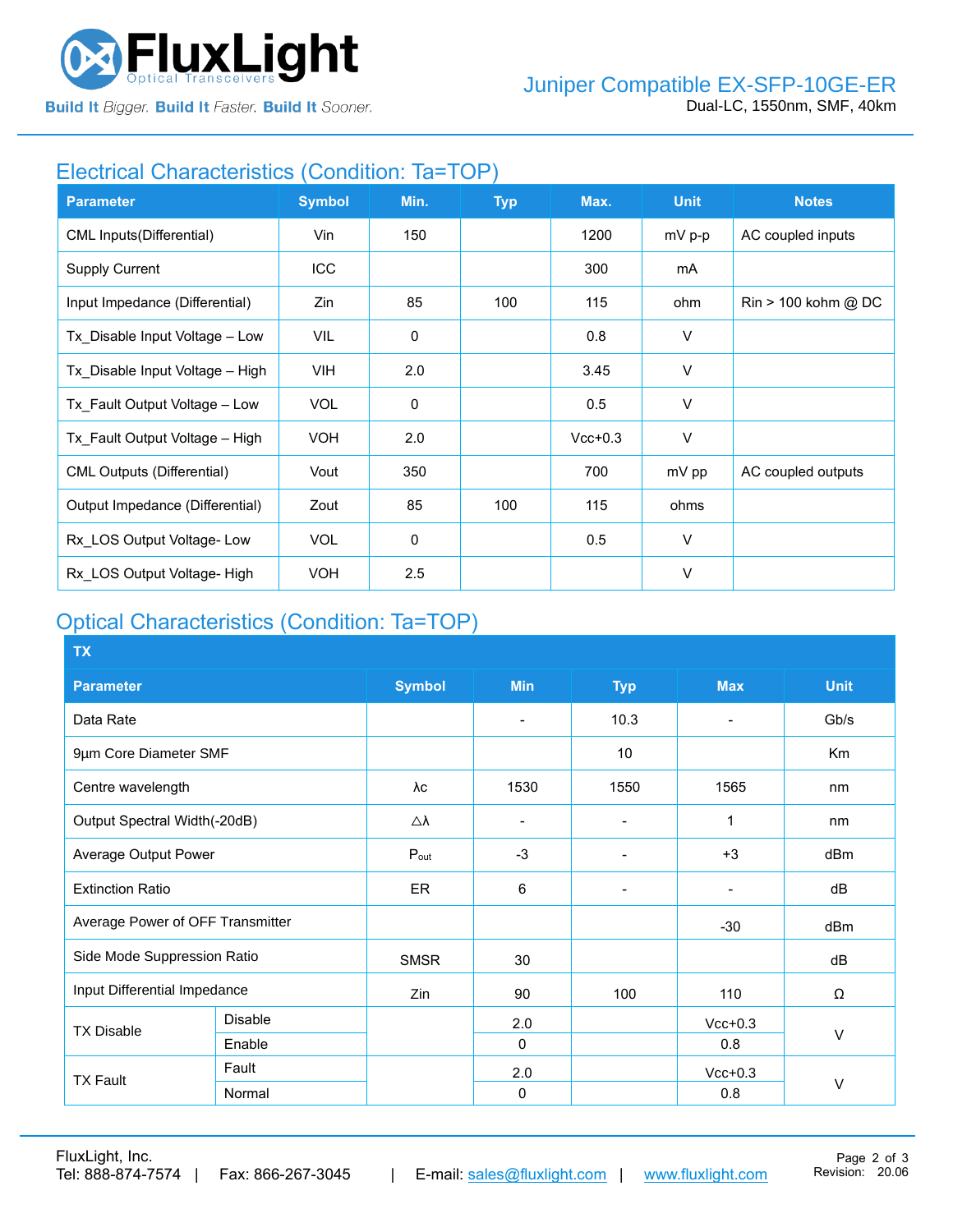## Electrical Characteristics (Condition: Ta=TOP)

| Parameter | Symbol | Min. | Typ | Max. | Unit | Notes |
|---|---|---|---|---|---|---|
| CML Inputs(Differential) | Vin | 150 | | 1200 | mV p-p | AC coupled inputs |
| Supply Current | ICC | | | 300 | mA | |
| Input Impedance (Differential) | Zin | 85 | 100 | 115 | ohm | Rin > 100 kohm @ DC |
| Tx_Disable Input Voltage – Low | VIL | 0 | | 0.8 | V | |
| Tx_Disable Input Voltage – High | VIH | 2.0 | | 3.45 | V | |
| Tx_Fault Output Voltage – Low | VOL | 0 | | 0.5 | V | |
| Tx_Fault Output Voltage – High | VOH | 2.0 | | Vcc+0.3 | V | |
| CML Outputs (Differential) | Vout | 350 | | 700 | mV pp | AC coupled outputs |
| Output Impedance (Differential) | Zout | 85 | 100 | 115 | ohms | |
| Rx_LOS Output Voltage- Low | VOL | 0 | | 0.5 | V | |
| Rx_LOS Output Voltage- High | VOH | 2.5 | | | V | |

## Optical Characteristics (Condition: Ta=TOP)

| TX | | | | | | |
|---|---|---|---|---|---|---|
| **Parameter** | | **Symbol** | **Min** | **Typ** | **Max** | **Unit** |
| Data Rate | | | - | 10.3 | - | Gb/s |
| 9µm Core Diameter SMF | | | | 10 | | Km |
| Centre wavelength | | λc | 1530 | 1550 | 1565 | nm |
| Output Spectral Width(-20dB) | | △λ | - | - | 1 | nm |
| Average Output Power | | $P_{out}$ | -3 | - | +3 | dBm |
| Extinction Ratio | | ER | 6 | - | - | dB |
| Average Power of OFF Transmitter | | | | | -30 | dBm |
| Side Mode Suppression Ratio | | SMSR | 30 | | | dB |
| Input Differential Impedance | | Zin | 90 | 100 | 110 | Ω |
| TX Disable | Disable | | 2.0 | | Vcc+0.3 | V |
| | Enable | | 0 | | 0.8 | |
| TX Fault | Fault | | 2.0 | | Vcc+0.3 | V |
| | Normal | | 0 | | 0.8 | |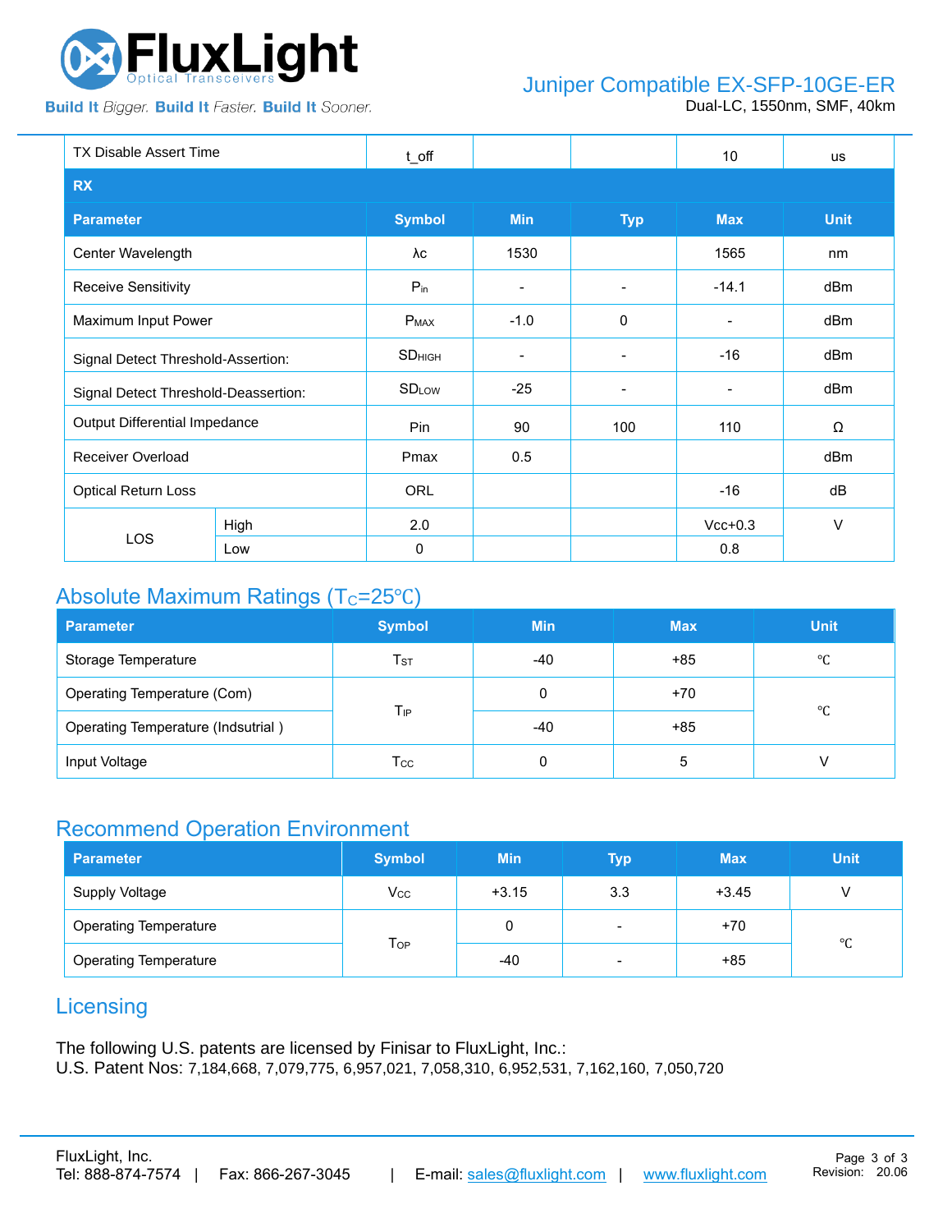| Parameter | | Symbol | Min | Typ | Max | Unit |
|---|---|---|---|---|---|---|
| TX Disable Assert Time | | t_off | | | 10 | us |
| **RX** | | | | | | |
| **Parameter** | | **Symbol** | **Min** | **Typ** | **Max** | **Unit** |
| Center Wavelength | | λc | 1530 | | 1565 | nm |
| Receive Sensitivity | | $P_{in}$ | - | - | -14.1 | dBm |
| Maximum Input Power | | $P_{MAX}$ | -1.0 | 0 | - | dBm |
| Signal Detect Threshold-Assertion: | | $SD_{HIGH}$ | - | - | -16 | dBm |
| Signal Detect Threshold-Deassertion: | | $SD_{LOW}$ | -25 | - | - | dBm |
| Output Differential Impedance | | Pin | 90 | 100 | 110 | Ω |
| Receiver Overload | | Pmax | 0.5 | | | dBm |
| Optical Return Loss | | ORL | | | -16 | dB |
| LOS | High | 2.0 | | | Vcc+0.3 | V |
| | Low | 0 | | | 0.8 | |

## Absolute Maximum Ratings ($T_C$=25℃)

| Parameter | Symbol | Min | Max | Unit |
|---|---|---|---|---|
| Storage Temperature | $T_{ST}$ | -40 | +85 | ℃ |
| Operating Temperature (Com) | $T_{IP}$ | 0 | +70 | ℃ |
| Operating Temperature (Indsutrial ) | | -40 | +85 | |
| Input Voltage | $T_{CC}$ | 0 | 5 | V |

## Recommend Operation Environment

| Parameter | Symbol | Min | Typ | Max | Unit |
|---|---|---|---|---|---|
| Supply Voltage | $V_{CC}$ | +3.15 | 3.3 | +3.45 | V |
| Operating Temperature | $T_{OP}$ | 0 | - | +70 | ℃ |
| Operating Temperature | | -40 | - | +85 | |

## Licensing

The following U.S. patents are licensed by Finisar to FluxLight, Inc.:
U.S. Patent Nos: 7,184,668, 7,079,775, 6,957,021, 7,058,310, 6,952,531, 7,162,160, 7,050,720